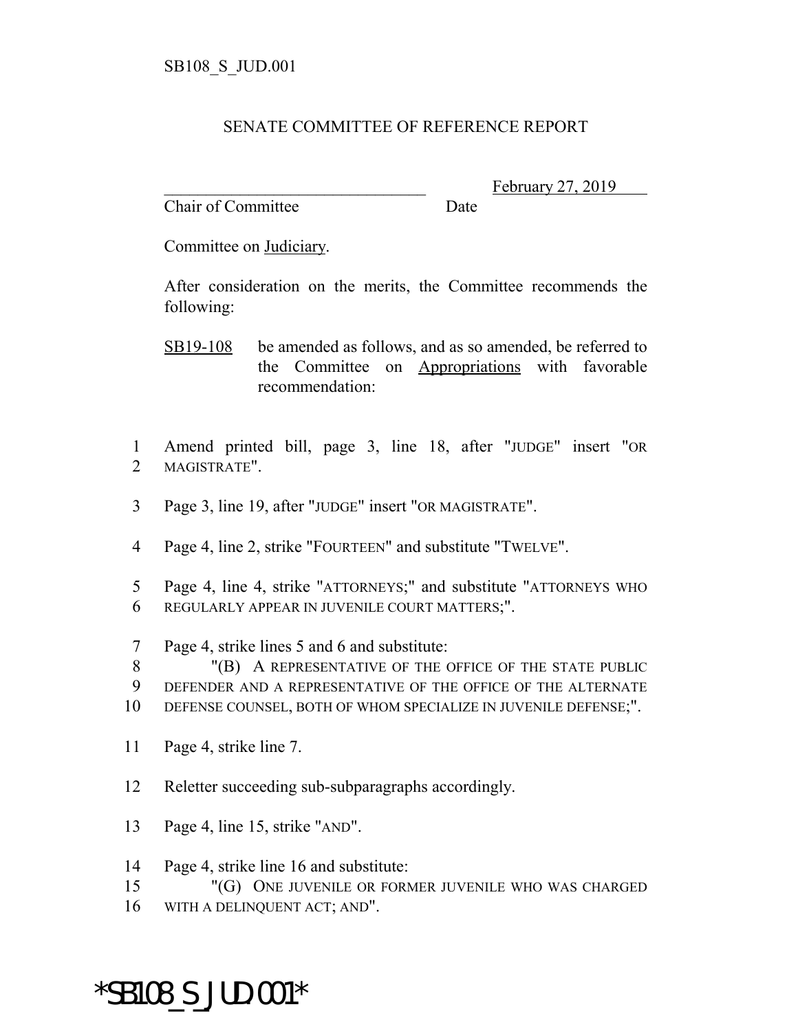SB108_S_JUD.001

# SENATE COMMITTEE OF REFERENCE REPORT

________________________________ February 27, 2019
Chair of Committee Date

Committee on Judiciary.

After consideration on the merits, the Committee recommends the following:

SB19-108 be amended as follows, and as so amended, be referred to the Committee on Appropriations with favorable recommendation:

1 Amend printed bill, page 3, line 18, after "JUDGE" insert "OR
2 MAGISTRATE".

3 Page 3, line 19, after "JUDGE" insert "OR MAGISTRATE".

4 Page 4, line 2, strike "FOURTEEN" and substitute "TWELVE".

5 Page 4, line 4, strike "ATTORNEYS;" and substitute "ATTORNEYS WHO
6 REGULARLY APPEAR IN JUVENILE COURT MATTERS;".

7 Page 4, strike lines 5 and 6 and substitute:
8 "(B) A REPRESENTATIVE OF THE OFFICE OF THE STATE PUBLIC
9 DEFENDER AND A REPRESENTATIVE OF THE OFFICE OF THE ALTERNATE
10 DEFENSE COUNSEL, BOTH OF WHOM SPECIALIZE IN JUVENILE DEFENSE;".

11 Page 4, strike line 7.

12 Reletter succeeding sub-subparagraphs accordingly.

13 Page 4, line 15, strike "AND".

14 Page 4, strike line 16 and substitute:
15 "(G) ONE JUVENILE OR FORMER JUVENILE WHO WAS CHARGED
16 WITH A DELINQUENT ACT; AND".

*SB108_S_JUD.001*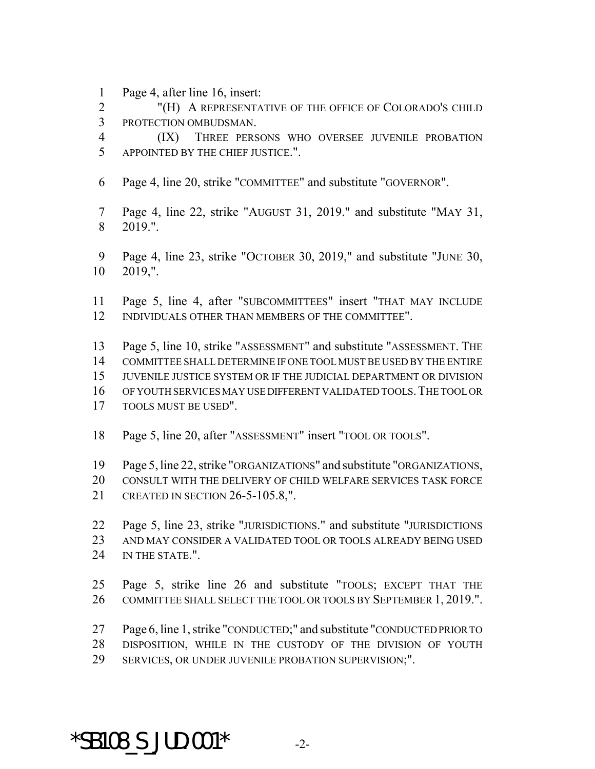Page 4, after line 16, insert:

"(H) A REPRESENTATIVE OF THE OFFICE OF COLORADO'S CHILD PROTECTION OMBUDSMAN.

(IX) THREE PERSONS WHO OVERSEE JUVENILE PROBATION APPOINTED BY THE CHIEF JUSTICE.".

Page 4, line 20, strike "COMMITTEE" and substitute "GOVERNOR".

Page 4, line 22, strike "AUGUST 31, 2019." and substitute "MAY 31, 2019.".

Page 4, line 23, strike "OCTOBER 30, 2019," and substitute "JUNE 30, 2019,".

Page 5, line 4, after "SUBCOMMITTEES" insert "THAT MAY INCLUDE INDIVIDUALS OTHER THAN MEMBERS OF THE COMMITTEE".

Page 5, line 10, strike "ASSESSMENT" and substitute "ASSESSMENT. THE COMMITTEE SHALL DETERMINE IF ONE TOOL MUST BE USED BY THE ENTIRE JUVENILE JUSTICE SYSTEM OR IF THE JUDICIAL DEPARTMENT OR DIVISION OF YOUTH SERVICES MAY USE DIFFERENT VALIDATED TOOLS. THE TOOL OR TOOLS MUST BE USED".

Page 5, line 20, after "ASSESSMENT" insert "TOOL OR TOOLS".

Page 5, line 22, strike "ORGANIZATIONS" and substitute "ORGANIZATIONS, CONSULT WITH THE DELIVERY OF CHILD WELFARE SERVICES TASK FORCE CREATED IN SECTION 26-5-105.8,".

Page 5, line 23, strike "JURISDICTIONS." and substitute "JURISDICTIONS AND MAY CONSIDER A VALIDATED TOOL OR TOOLS ALREADY BEING USED IN THE STATE.".

Page 5, strike line 26 and substitute "TOOLS; EXCEPT THAT THE COMMITTEE SHALL SELECT THE TOOL OR TOOLS BY SEPTEMBER 1, 2019.".

Page 6, line 1, strike "CONDUCTED;" and substitute "CONDUCTED PRIOR TO DISPOSITION, WHILE IN THE CUSTODY OF THE DIVISION OF YOUTH SERVICES, OR UNDER JUVENILE PROBATION SUPERVISION;".

*SB108_S_JUD.001*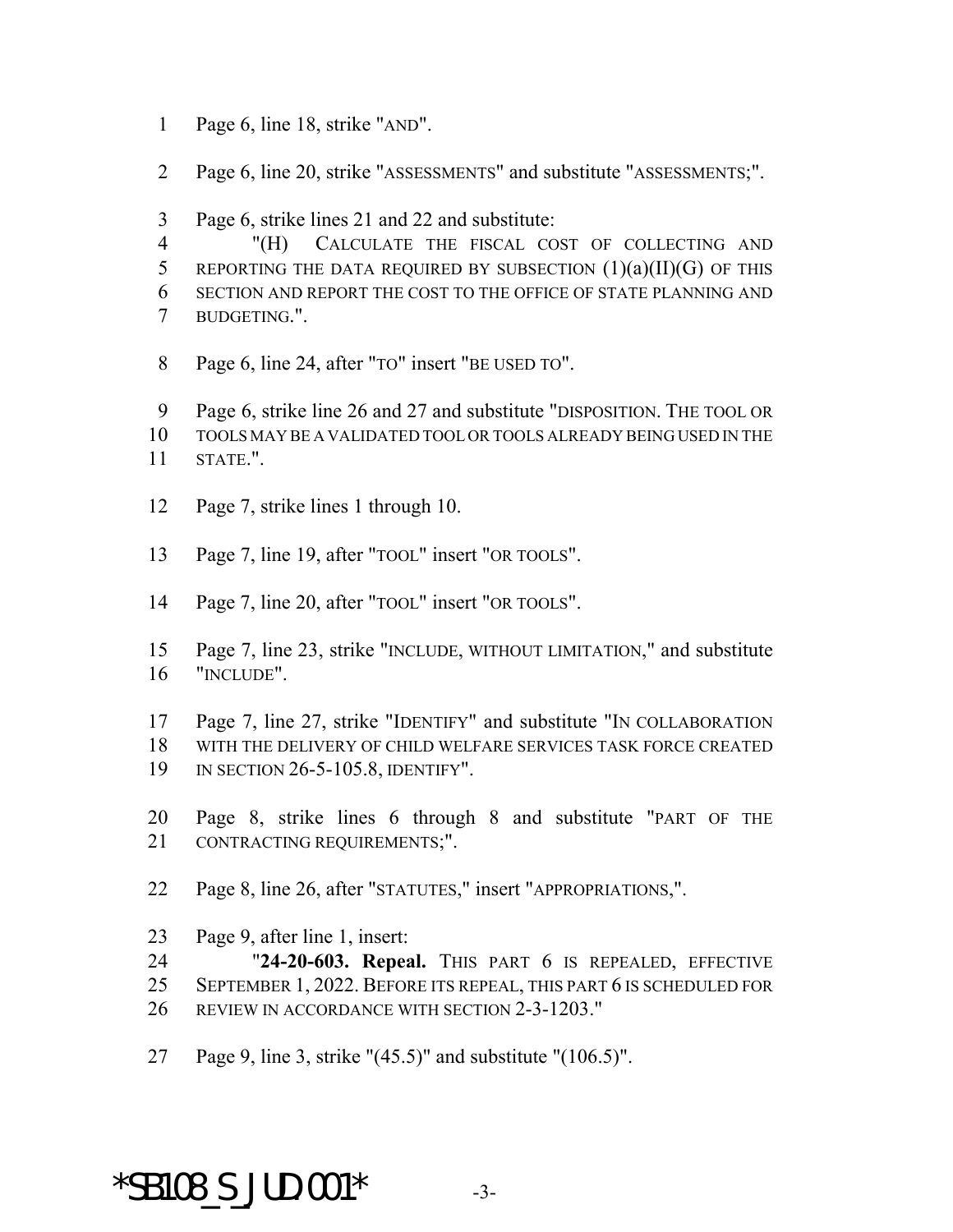1 Page 6, line 18, strike "AND".

2 Page 6, line 20, strike "ASSESSMENTS" and substitute "ASSESSMENTS;".

3 Page 6, strike lines 21 and 22 and substitute:
4 "(H) CALCULATE THE FISCAL COST OF COLLECTING AND
5 REPORTING THE DATA REQUIRED BY SUBSECTION (1)(a)(II)(G) OF THIS
6 SECTION AND REPORT THE COST TO THE OFFICE OF STATE PLANNING AND
7 BUDGETING.".

8 Page 6, line 24, after "TO" insert "BE USED TO".

9 Page 6, strike line 26 and 27 and substitute "DISPOSITION. THE TOOL OR
10 TOOLS MAY BE A VALIDATED TOOL OR TOOLS ALREADY BEING USED IN THE
11 STATE.".

12 Page 7, strike lines 1 through 10.

13 Page 7, line 19, after "TOOL" insert "OR TOOLS".

14 Page 7, line 20, after "TOOL" insert "OR TOOLS".

15 Page 7, line 23, strike "INCLUDE, WITHOUT LIMITATION," and substitute
16 "INCLUDE".

17 Page 7, line 27, strike "IDENTIFY" and substitute "IN COLLABORATION
18 WITH THE DELIVERY OF CHILD WELFARE SERVICES TASK FORCE CREATED
19 IN SECTION 26-5-105.8, IDENTIFY".

20 Page 8, strike lines 6 through 8 and substitute "PART OF THE
21 CONTRACTING REQUIREMENTS;".

22 Page 8, line 26, after "STATUTES," insert "APPROPRIATIONS,".

23 Page 9, after line 1, insert:
24 "**24-20-603. Repeal.** THIS PART 6 IS REPEALED, EFFECTIVE
25 SEPTEMBER 1, 2022. BEFORE ITS REPEAL, THIS PART 6 IS SCHEDULED FOR
26 REVIEW IN ACCORDANCE WITH SECTION 2-3-1203."

27 Page 9, line 3, strike "(45.5)" and substitute "(106.5)".

*SB108_S_JUD.001*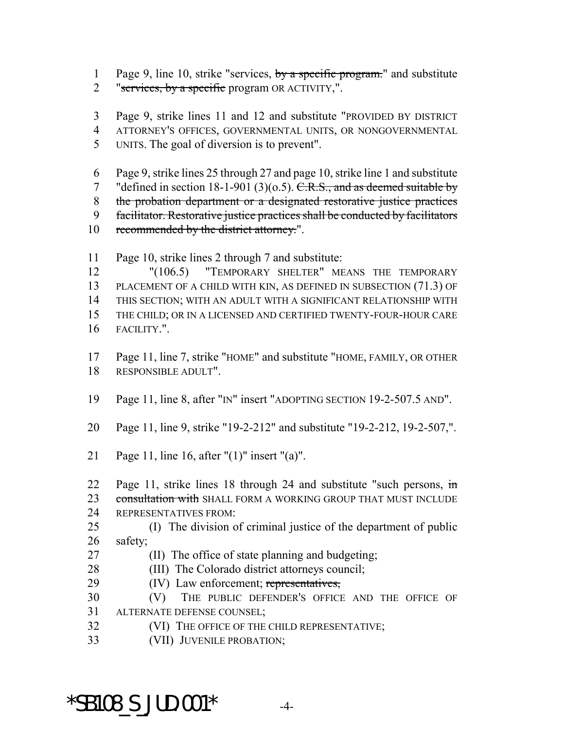1 Page 9, line 10, strike "services, ~~by a specific program.~~" and substitute
2 "~~services, by a specific~~ program OR ACTIVITY,".

3 Page 9, strike lines 11 and 12 and substitute "PROVIDED BY DISTRICT
4 ATTORNEY'S OFFICES, GOVERNMENTAL UNITS, OR NONGOVERNMENTAL
5 UNITS. The goal of diversion is to prevent".

6 Page 9, strike lines 25 through 27 and page 10, strike line 1 and substitute
7 "defined in section 18-1-901 (3)(o.5). ~~C.R.S., and as deemed suitable by~~
8 ~~the probation department or a designated restorative justice practices~~
9 ~~facilitator. Restorative justice practices shall be conducted by facilitators~~
10 ~~recommended by the district attorney.~~".

11 Page 10, strike lines 2 through 7 and substitute:
12 "(106.5) "TEMPORARY SHELTER" MEANS THE TEMPORARY
13 PLACEMENT OF A CHILD WITH KIN, AS DEFINED IN SUBSECTION (71.3) OF
14 THIS SECTION; WITH AN ADULT WITH A SIGNIFICANT RELATIONSHIP WITH
15 THE CHILD; OR IN A LICENSED AND CERTIFIED TWENTY-FOUR-HOUR CARE
16 FACILITY.".

17 Page 11, line 7, strike "HOME" and substitute "HOME, FAMILY, OR OTHER
18 RESPONSIBLE ADULT".

19 Page 11, line 8, after "IN" insert "ADOPTING SECTION 19-2-507.5 AND".

20 Page 11, line 9, strike "19-2-212" and substitute "19-2-212, 19-2-507,".

21 Page 11, line 16, after "(1)" insert "(a)".

22 Page 11, strike lines 18 through 24 and substitute "such persons, ~~in~~
23 ~~consultation with~~ SHALL FORM A WORKING GROUP THAT MUST INCLUDE
24 REPRESENTATIVES FROM:
25 (I) The division of criminal justice of the department of public
26 safety;
27 (II) The office of state planning and budgeting;
28 (III) The Colorado district attorneys council;
29 (IV) Law enforcement; ~~representatives,~~
30 (V) THE PUBLIC DEFENDER'S OFFICE AND THE OFFICE OF
31 ALTERNATE DEFENSE COUNSEL;
32 (VI) THE OFFICE OF THE CHILD REPRESENTATIVE;
33 (VII) JUVENILE PROBATION;

*SB108_S_JUD.001*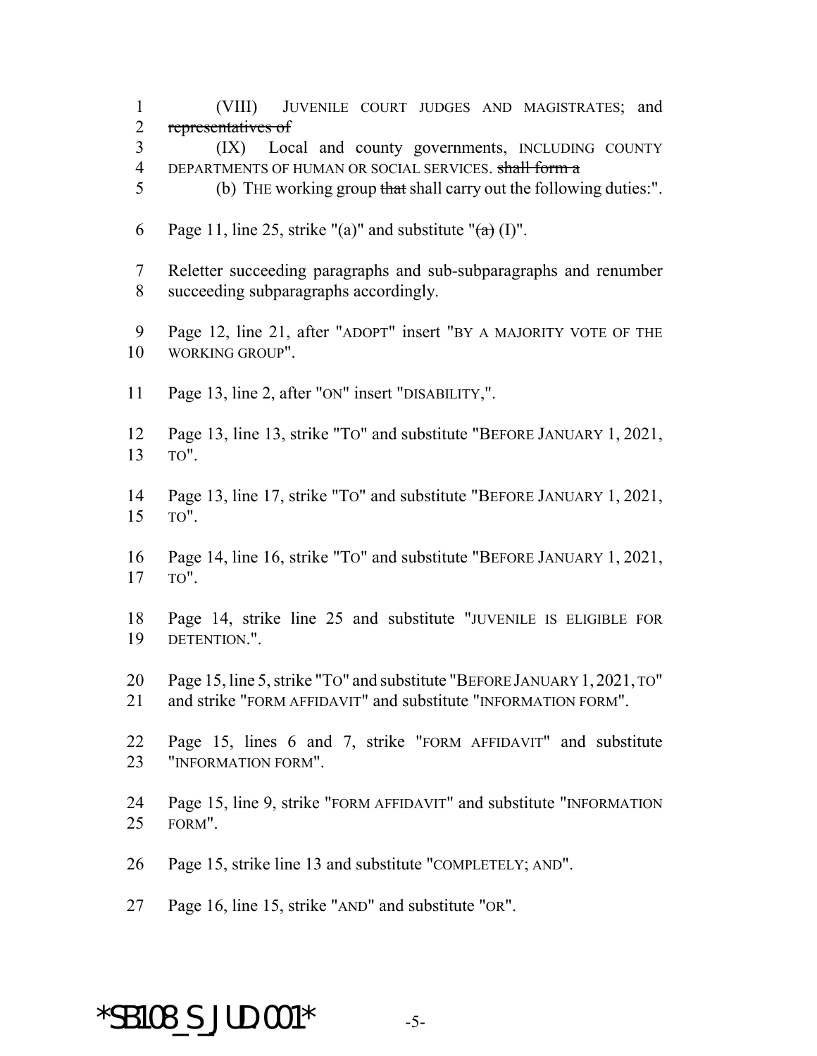(VIII) JUVENILE COURT JUDGES AND MAGISTRATES; and ~~representatives of~~

(IX) Local and county governments, INCLUDING COUNTY DEPARTMENTS OF HUMAN OR SOCIAL SERVICES. ~~shall form a~~

(b) THE working group ~~that~~ shall carry out the following duties:".

Page 11, line 25, strike "(a)" and substitute "~~(a)~~ (I)".

Reletter succeeding paragraphs and sub-subparagraphs and renumber succeeding subparagraphs accordingly.

Page 12, line 21, after "ADOPT" insert "BY A MAJORITY VOTE OF THE WORKING GROUP".

Page 13, line 2, after "ON" insert "DISABILITY,".

Page 13, line 13, strike "TO" and substitute "BEFORE JANUARY 1, 2021, TO".

Page 13, line 17, strike "TO" and substitute "BEFORE JANUARY 1, 2021, TO".

Page 14, line 16, strike "TO" and substitute "BEFORE JANUARY 1, 2021, TO".

Page 14, strike line 25 and substitute "JUVENILE IS ELIGIBLE FOR DETENTION.".

Page 15, line 5, strike "TO" and substitute "BEFORE JANUARY 1, 2021, TO" and strike "FORM AFFIDAVIT" and substitute "INFORMATION FORM".

Page 15, lines 6 and 7, strike "FORM AFFIDAVIT" and substitute "INFORMATION FORM".

Page 15, line 9, strike "FORM AFFIDAVIT" and substitute "INFORMATION FORM".

Page 15, strike line 13 and substitute "COMPLETELY; AND".

Page 16, line 15, strike "AND" and substitute "OR".

*SB108_S_JUD.001*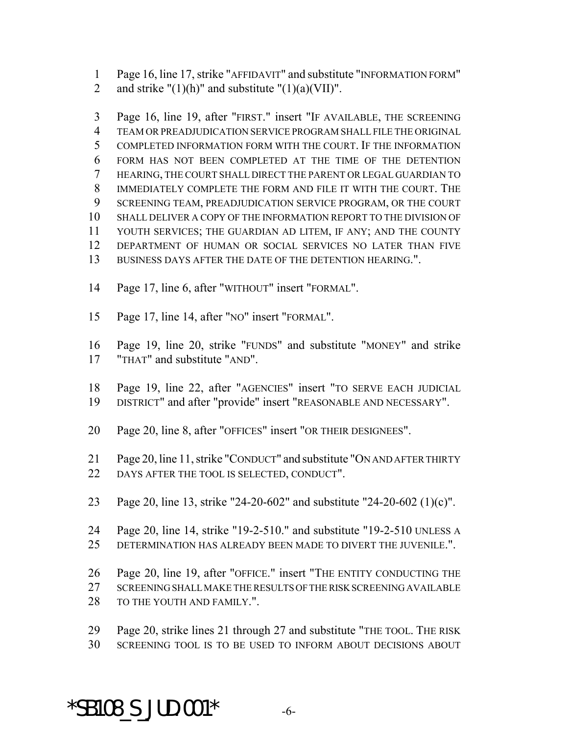Page 16, line 17, strike "AFFIDAVIT" and substitute "INFORMATION FORM" and strike "(1)(h)" and substitute "(1)(a)(VII)".

Page 16, line 19, after "FIRST." insert "IF AVAILABLE, THE SCREENING TEAM OR PREADJUDICATION SERVICE PROGRAM SHALL FILE THE ORIGINAL COMPLETED INFORMATION FORM WITH THE COURT. IF THE INFORMATION FORM HAS NOT BEEN COMPLETED AT THE TIME OF THE DETENTION HEARING, THE COURT SHALL DIRECT THE PARENT OR LEGAL GUARDIAN TO IMMEDIATELY COMPLETE THE FORM AND FILE IT WITH THE COURT. THE SCREENING TEAM, PREADJUDICATION SERVICE PROGRAM, OR THE COURT SHALL DELIVER A COPY OF THE INFORMATION REPORT TO THE DIVISION OF YOUTH SERVICES; THE GUARDIAN AD LITEM, IF ANY; AND THE COUNTY DEPARTMENT OF HUMAN OR SOCIAL SERVICES NO LATER THAN FIVE BUSINESS DAYS AFTER THE DATE OF THE DETENTION HEARING.".

Page 17, line 6, after "WITHOUT" insert "FORMAL".

Page 17, line 14, after "NO" insert "FORMAL".

Page 19, line 20, strike "FUNDS" and substitute "MONEY" and strike "THAT" and substitute "AND".

Page 19, line 22, after "AGENCIES" insert "TO SERVE EACH JUDICIAL DISTRICT" and after "provide" insert "REASONABLE AND NECESSARY".

Page 20, line 8, after "OFFICES" insert "OR THEIR DESIGNEES".

Page 20, line 11, strike "CONDUCT" and substitute "ON AND AFTER THIRTY DAYS AFTER THE TOOL IS SELECTED, CONDUCT".

Page 20, line 13, strike "24-20-602" and substitute "24-20-602 (1)(c)".

Page 20, line 14, strike "19-2-510." and substitute "19-2-510 UNLESS A DETERMINATION HAS ALREADY BEEN MADE TO DIVERT THE JUVENILE.".

Page 20, line 19, after "OFFICE." insert "THE ENTITY CONDUCTING THE SCREENING SHALL MAKE THE RESULTS OF THE RISK SCREENING AVAILABLE TO THE YOUTH AND FAMILY.".

Page 20, strike lines 21 through 27 and substitute "THE TOOL. THE RISK SCREENING TOOL IS TO BE USED TO INFORM ABOUT DECISIONS ABOUT

*SB108_S_JUD.001*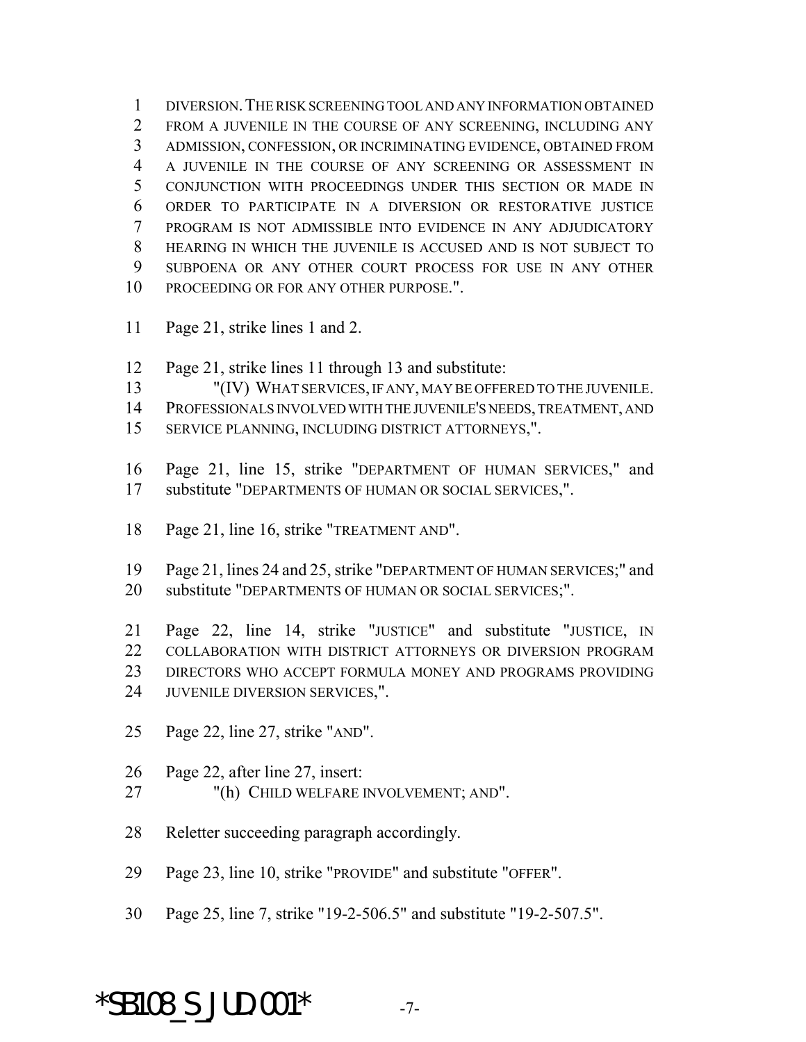DIVERSION. THE RISK SCREENING TOOL AND ANY INFORMATION OBTAINED FROM A JUVENILE IN THE COURSE OF ANY SCREENING, INCLUDING ANY ADMISSION, CONFESSION, OR INCRIMINATING EVIDENCE, OBTAINED FROM A JUVENILE IN THE COURSE OF ANY SCREENING OR ASSESSMENT IN CONJUNCTION WITH PROCEEDINGS UNDER THIS SECTION OR MADE IN ORDER TO PARTICIPATE IN A DIVERSION OR RESTORATIVE JUSTICE PROGRAM IS NOT ADMISSIBLE INTO EVIDENCE IN ANY ADJUDICATORY HEARING IN WHICH THE JUVENILE IS ACCUSED AND IS NOT SUBJECT TO SUBPOENA OR ANY OTHER COURT PROCESS FOR USE IN ANY OTHER PROCEEDING OR FOR ANY OTHER PURPOSE.".

Page 21, strike lines 1 and 2.

Page 21, strike lines 11 through 13 and substitute:

"(IV) WHAT SERVICES, IF ANY, MAY BE OFFERED TO THE JUVENILE. PROFESSIONALS INVOLVED WITH THE JUVENILE'S NEEDS, TREATMENT, AND SERVICE PLANNING, INCLUDING DISTRICT ATTORNEYS,".

Page 21, line 15, strike "DEPARTMENT OF HUMAN SERVICES," and substitute "DEPARTMENTS OF HUMAN OR SOCIAL SERVICES,".

Page 21, line 16, strike "TREATMENT AND".

Page 21, lines 24 and 25, strike "DEPARTMENT OF HUMAN SERVICES;" and substitute "DEPARTMENTS OF HUMAN OR SOCIAL SERVICES;".

Page 22, line 14, strike "JUSTICE" and substitute "JUSTICE, IN COLLABORATION WITH DISTRICT ATTORNEYS OR DIVERSION PROGRAM DIRECTORS WHO ACCEPT FORMULA MONEY AND PROGRAMS PROVIDING JUVENILE DIVERSION SERVICES,".

Page 22, line 27, strike "AND".

Page 22, after line 27, insert:

"(h) CHILD WELFARE INVOLVEMENT; AND".

Reletter succeeding paragraph accordingly.

Page 23, line 10, strike "PROVIDE" and substitute "OFFER".

Page 25, line 7, strike "19-2-506.5" and substitute "19-2-507.5".

*SB108_S_JUD.001*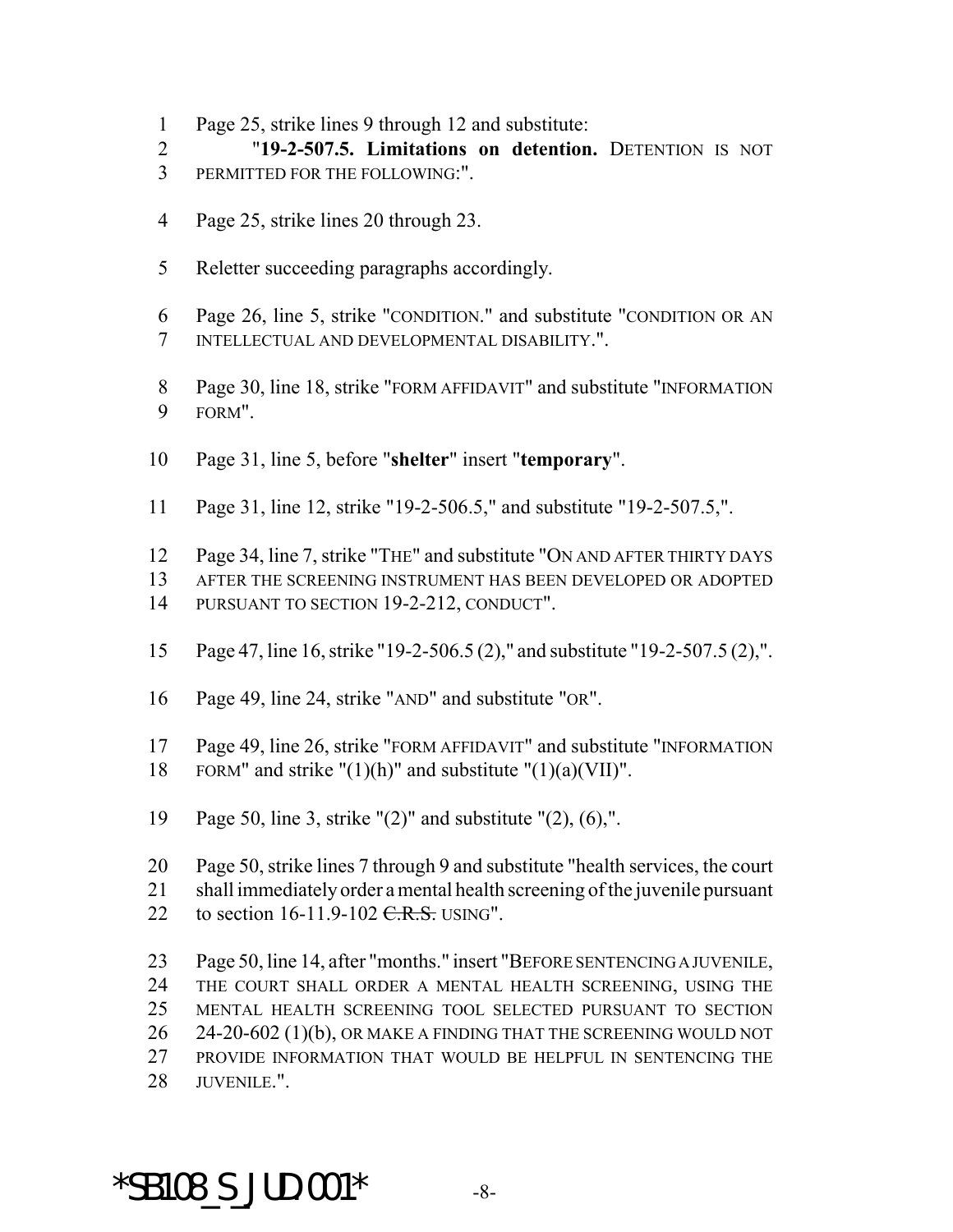Page 25, strike lines 9 through 12 and substitute:

"**19-2-507.5. Limitations on detention.** DETENTION IS NOT PERMITTED FOR THE FOLLOWING:".

Page 25, strike lines 20 through 23.

Reletter succeeding paragraphs accordingly.

Page 26, line 5, strike "CONDITION." and substitute "CONDITION OR AN INTELLECTUAL AND DEVELOPMENTAL DISABILITY.".

Page 30, line 18, strike "FORM AFFIDAVIT" and substitute "INFORMATION FORM".

Page 31, line 5, before "**shelter**" insert "**temporary**".

Page 31, line 12, strike "19-2-506.5," and substitute "19-2-507.5,".

Page 34, line 7, strike "THE" and substitute "ON AND AFTER THIRTY DAYS AFTER THE SCREENING INSTRUMENT HAS BEEN DEVELOPED OR ADOPTED PURSUANT TO SECTION 19-2-212, CONDUCT".

Page 47, line 16, strike "19-2-506.5 (2)," and substitute "19-2-507.5 (2),".

Page 49, line 24, strike "AND" and substitute "OR".

Page 49, line 26, strike "FORM AFFIDAVIT" and substitute "INFORMATION FORM" and strike "(1)(h)" and substitute "(1)(a)(VII)".

Page 50, line 3, strike "(2)" and substitute "(2), (6),".

Page 50, strike lines 7 through 9 and substitute "health services, the court shall immediately order a mental health screening of the juvenile pursuant to section 16-11.9-102 ~~C.R.S.~~ USING".

Page 50, line 14, after "months." insert "BEFORE SENTENCING A JUVENILE, THE COURT SHALL ORDER A MENTAL HEALTH SCREENING, USING THE MENTAL HEALTH SCREENING TOOL SELECTED PURSUANT TO SECTION 24-20-602 (1)(b), OR MAKE A FINDING THAT THE SCREENING WOULD NOT PROVIDE INFORMATION THAT WOULD BE HELPFUL IN SENTENCING THE JUVENILE.".

*SB108_S_JUD.001*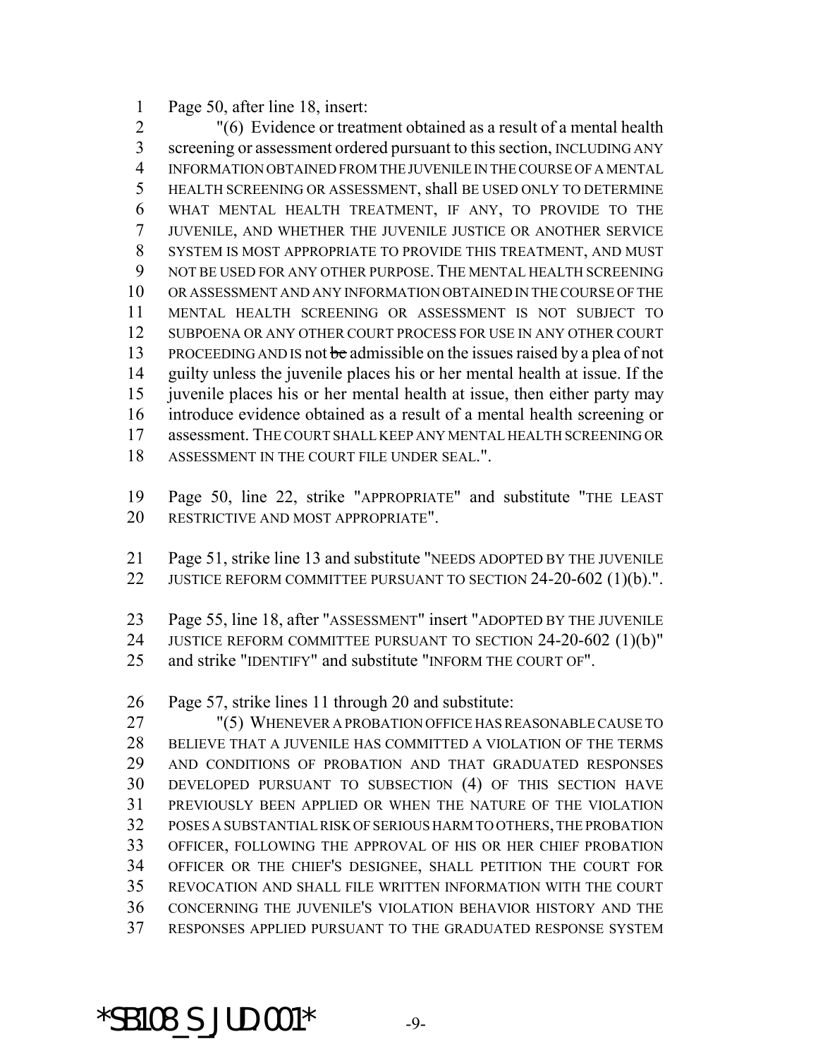Page 50, after line 18, insert:

"(6) Evidence or treatment obtained as a result of a mental health screening or assessment ordered pursuant to this section, INCLUDING ANY INFORMATION OBTAINED FROM THE JUVENILE IN THE COURSE OF A MENTAL HEALTH SCREENING OR ASSESSMENT, shall BE USED ONLY TO DETERMINE WHAT MENTAL HEALTH TREATMENT, IF ANY, TO PROVIDE TO THE JUVENILE, AND WHETHER THE JUVENILE JUSTICE OR ANOTHER SERVICE SYSTEM IS MOST APPROPRIATE TO PROVIDE THIS TREATMENT, AND MUST NOT BE USED FOR ANY OTHER PURPOSE. THE MENTAL HEALTH SCREENING OR ASSESSMENT AND ANY INFORMATION OBTAINED IN THE COURSE OF THE MENTAL HEALTH SCREENING OR ASSESSMENT IS NOT SUBJECT TO SUBPOENA OR ANY OTHER COURT PROCESS FOR USE IN ANY OTHER COURT PROCEEDING AND IS not ~~be~~ admissible on the issues raised by a plea of not guilty unless the juvenile places his or her mental health at issue. If the juvenile places his or her mental health at issue, then either party may introduce evidence obtained as a result of a mental health screening or assessment. THE COURT SHALL KEEP ANY MENTAL HEALTH SCREENING OR ASSESSMENT IN THE COURT FILE UNDER SEAL.".

Page 50, line 22, strike "APPROPRIATE" and substitute "THE LEAST RESTRICTIVE AND MOST APPROPRIATE".

Page 51, strike line 13 and substitute "NEEDS ADOPTED BY THE JUVENILE JUSTICE REFORM COMMITTEE PURSUANT TO SECTION 24-20-602 (1)(b).".

Page 55, line 18, after "ASSESSMENT" insert "ADOPTED BY THE JUVENILE JUSTICE REFORM COMMITTEE PURSUANT TO SECTION 24-20-602 (1)(b)" and strike "IDENTIFY" and substitute "INFORM THE COURT OF".

Page 57, strike lines 11 through 20 and substitute:

"(5) WHENEVER A PROBATION OFFICE HAS REASONABLE CAUSE TO BELIEVE THAT A JUVENILE HAS COMMITTED A VIOLATION OF THE TERMS AND CONDITIONS OF PROBATION AND THAT GRADUATED RESPONSES DEVELOPED PURSUANT TO SUBSECTION (4) OF THIS SECTION HAVE PREVIOUSLY BEEN APPLIED OR WHEN THE NATURE OF THE VIOLATION POSES A SUBSTANTIAL RISK OF SERIOUS HARM TO OTHERS, THE PROBATION OFFICER, FOLLOWING THE APPROVAL OF HIS OR HER CHIEF PROBATION OFFICER OR THE CHIEF'S DESIGNEE, SHALL PETITION THE COURT FOR REVOCATION AND SHALL FILE WRITTEN INFORMATION WITH THE COURT CONCERNING THE JUVENILE'S VIOLATION BEHAVIOR HISTORY AND THE RESPONSES APPLIED PURSUANT TO THE GRADUATED RESPONSE SYSTEM

*SB108_S_JUD.001*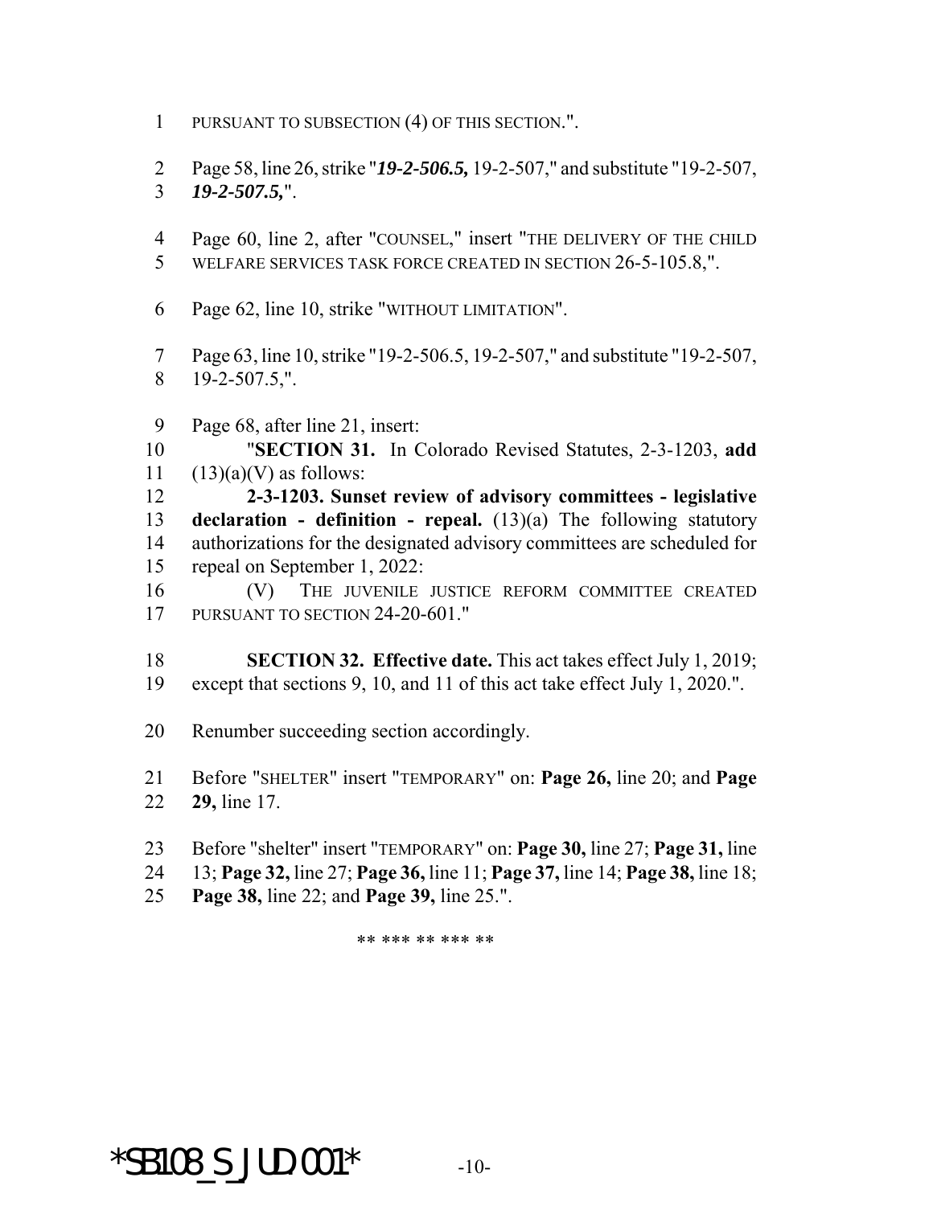PURSUANT TO SUBSECTION (4) OF THIS SECTION.".

Page 58, line 26, strike "***19-2-506.5,*** 19-2-507," and substitute "19-2-507, ***19-2-507.5,***".

Page 60, line 2, after "COUNSEL," insert "THE DELIVERY OF THE CHILD WELFARE SERVICES TASK FORCE CREATED IN SECTION 26-5-105.8,".

Page 62, line 10, strike "WITHOUT LIMITATION".

Page 63, line 10, strike "19-2-506.5, 19-2-507," and substitute "19-2-507, 19-2-507.5,".

Page 68, after line 21, insert:

"**SECTION 31.** In Colorado Revised Statutes, 2-3-1203, **add** (13)(a)(V) as follows:

**2-3-1203. Sunset review of advisory committees - legislative declaration - definition - repeal.** (13)(a) The following statutory authorizations for the designated advisory committees are scheduled for repeal on September 1, 2022:

(V) THE JUVENILE JUSTICE REFORM COMMITTEE CREATED PURSUANT TO SECTION 24-20-601."

**SECTION 32. Effective date.** This act takes effect July 1, 2019; except that sections 9, 10, and 11 of this act take effect July 1, 2020.".

Renumber succeeding section accordingly.

Before "SHELTER" insert "TEMPORARY" on: **Page 26,** line 20; and **Page 29,** line 17.

Before "shelter" insert "TEMPORARY" on: **Page 30,** line 27; **Page 31,** line 13; **Page 32,** line 27; **Page 36,** line 11; **Page 37,** line 14; **Page 38,** line 18; **Page 38,** line 22; and **Page 39,** line 25.".

** *** ** *** **

*SB108_S_JUD.001*